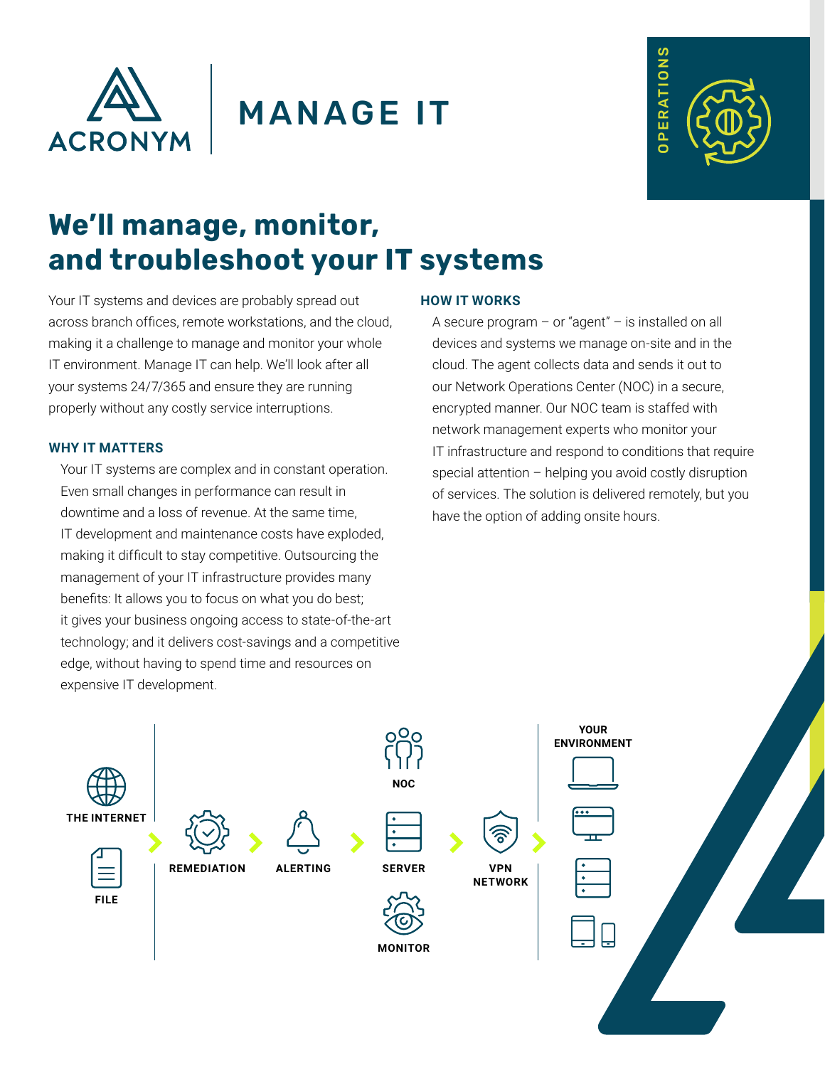ACRONYM

# MANAGE IT

OPERATIONS

## We'll manage, monitor, and troubleshoot your IT systems

Your IT systems and devices are probably spread out across branch offices, remote workstations, and the cloud, making it a challenge to manage and monitor your whole IT environment. Manage IT can help. We'll look after all your systems 24/7/365 and ensure they are running properly without any costly service interruptions.

### WHY IT MATTERS

Your IT systems are complex and in constant operation. Even small changes in performance can result in downtime and a loss of revenue. At the same time, IT development and maintenance costs have exploded, making it difficult to stay competitive. Outsourcing the management of your IT infrastructure provides many benefits: It allows you to focus on what you do best; it gives your business ongoing access to state-of-the-art technology; and it delivers cost-savings and a competitive edge, without having to spend time and resources on expensive IT development.

### HOW IT WORKS

A secure program – or "agent" – is installed on all devices and systems we manage on-site and in the cloud. The agent collects data and sends it out to our Network Operations Center (NOC) in a secure, encrypted manner. Our NOC team is staffed with network management experts who monitor your IT infrastructure and respond to conditions that require special attention – helping you avoid costly disruption of services. The solution is delivered remotely, but you have the option of adding onsite hours.

THE INTERNET · FILE → REMEDIATION → ALERTING → NOC · SERVER · MONITOR → VPN NETWORK → YOUR ENVIRONMENT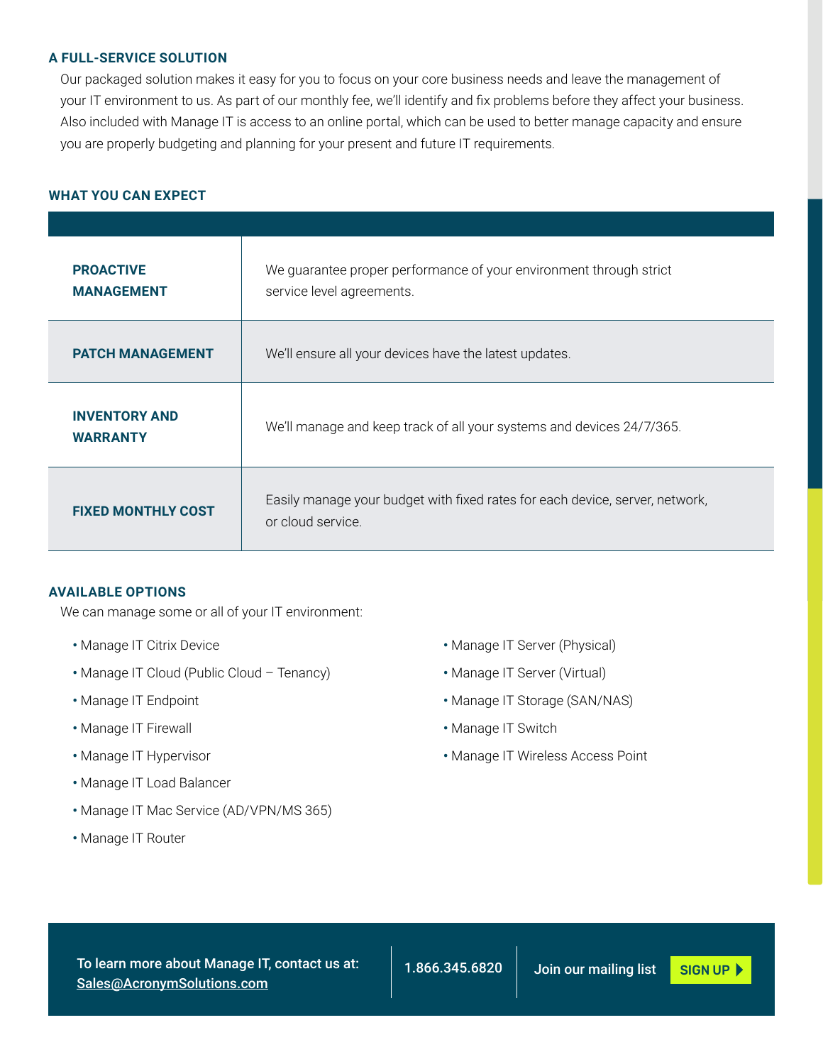## A FULL-SERVICE SOLUTION

Our packaged solution makes it easy for you to focus on your core business needs and leave the management of your IT environment to us. As part of our monthly fee, we'll identify and fix problems before they affect your business. Also included with Manage IT is access to an online portal, which can be used to better manage capacity and ensure you are properly budgeting and planning for your present and future IT requirements.

## WHAT YOU CAN EXPECT

| | |
|---|---|
| **PROACTIVE MANAGEMENT** | We guarantee proper performance of your environment through strict service level agreements. |
| **PATCH MANAGEMENT** | We'll ensure all your devices have the latest updates. |
| **INVENTORY AND WARRANTY** | We'll manage and keep track of all your systems and devices 24/7/365. |
| **FIXED MONTHLY COST** | Easily manage your budget with fixed rates for each device, server, network, or cloud service. |

## AVAILABLE OPTIONS

We can manage some or all of your IT environment:

- Manage IT Citrix Device
- Manage IT Cloud (Public Cloud – Tenancy)
- Manage IT Endpoint
- Manage IT Firewall
- Manage IT Hypervisor
- Manage IT Load Balancer
- Manage IT Mac Service (AD/VPN/MS 365)
- Manage IT Router
- Manage IT Server (Physical)
- Manage IT Server (Virtual)
- Manage IT Storage (SAN/NAS)
- Manage IT Switch
- Manage IT Wireless Access Point

To learn more about Manage IT, contact us at: Sales@AcronymSolutions.com

1.866.345.6820

Join our mailing list **SIGN UP**